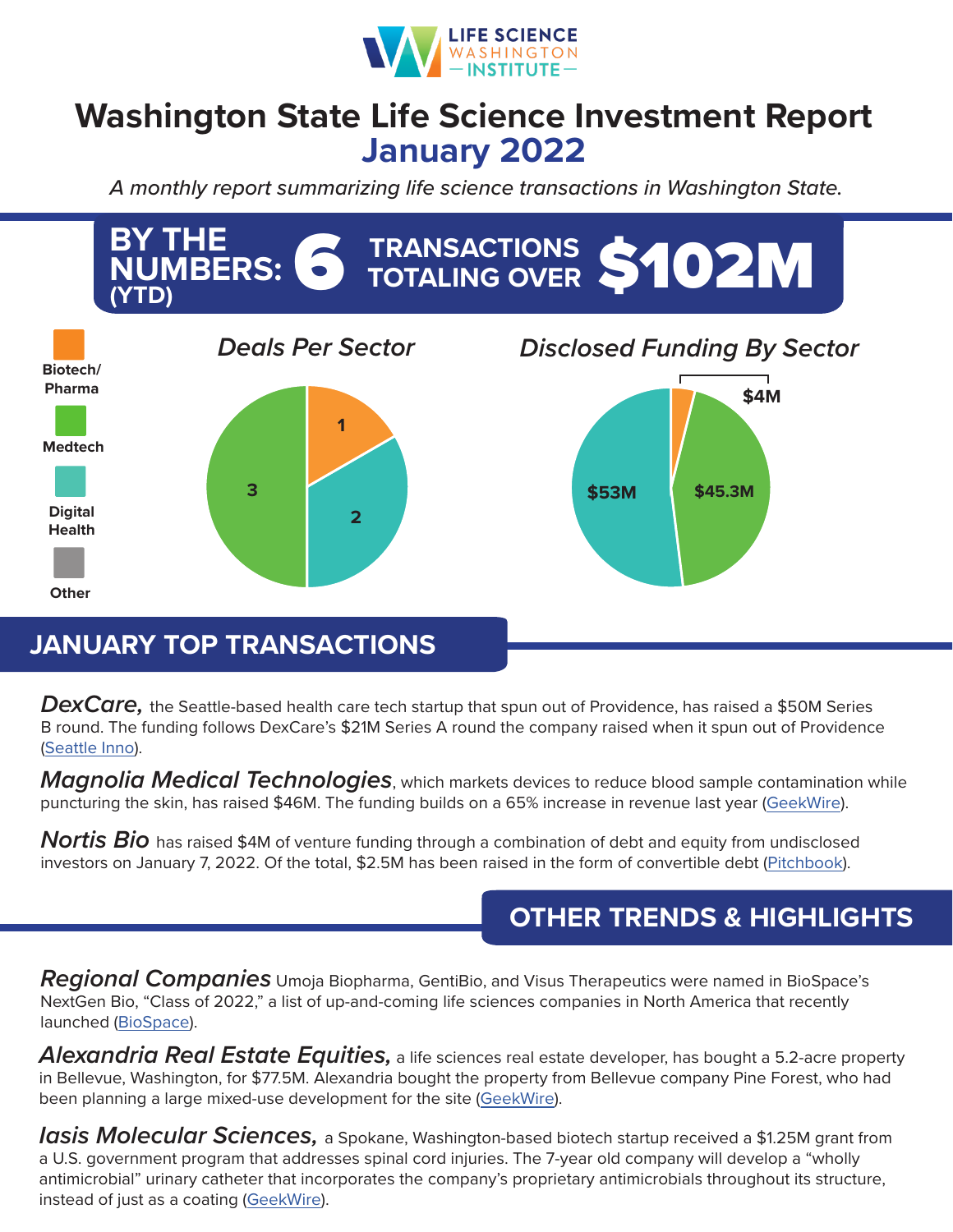LIFE SCIENCE WASHINGTON — INSTITUTE —

# Washington State Life Science Investment Report
## January 2022

*A monthly report summarizing life science transactions in Washington State.*

**BY THE NUMBERS: (YTD) 6 TRANSACTIONS TOTALING OVER $102M**

### Deals Per Sector

| Sector | Deals |
| --- | --- |
| Biotech/Pharma | 1 |
| Medtech | 3 |
| Digital Health | 2 |
| Other | |

### Disclosed Funding By Sector

| Sector | Funding |
| --- | --- |
| Biotech/Pharma | $4M |
| Medtech | $45.3M |
| Digital Health | $53M |

## JANUARY TOP TRANSACTIONS

***DexCare,*** the Seattle-based health care tech startup that spun out of Providence, has raised a $50M Series B round. The funding follows DexCare's $21M Series A round the company raised when it spun out of Providence (Seattle Inno).

***Magnolia Medical Technologies***, which markets devices to reduce blood sample contamination while puncturing the skin, has raised $46M. The funding builds on a 65% increase in revenue last year (GeekWire).

***Nortis Bio*** has raised $4M of venture funding through a combination of debt and equity from undisclosed investors on January 7, 2022. Of the total, $2.5M has been raised in the form of convertible debt (Pitchbook).

## OTHER TRENDS & HIGHLIGHTS

***Regional Companies*** Umoja Biopharma, GentiBio, and Visus Therapeutics were named in BioSpace's NextGen Bio, "Class of 2022," a list of up-and-coming life sciences companies in North America that recently launched (BioSpace).

***Alexandria Real Estate Equities,*** a life sciences real estate developer, has bought a 5.2-acre property in Bellevue, Washington, for $77.5M. Alexandria bought the property from Bellevue company Pine Forest, who had been planning a large mixed-use development for the site (GeekWire).

***Iasis Molecular Sciences,*** a Spokane, Washington-based biotech startup received a $1.25M grant from a U.S. government program that addresses spinal cord injuries. The 7-year old company will develop a "wholly antimicrobial" urinary catheter that incorporates the company's proprietary antimicrobials throughout its structure, instead of just as a coating (GeekWire).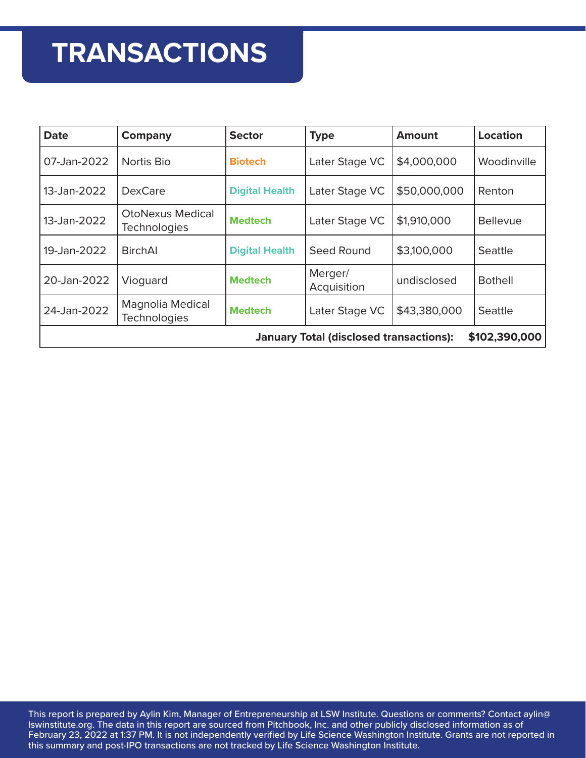# TRANSACTIONS

| Date | Company | Sector | Type | Amount | Location |
|---|---|---|---|---|---|
| 07-Jan-2022 | Nortis Bio | Biotech | Later Stage VC | $4,000,000 | Woodinville |
| 13-Jan-2022 | DexCare | Digital Health | Later Stage VC | $50,000,000 | Renton |
| 13-Jan-2022 | OtoNexus Medical Technologies | Medtech | Later Stage VC | $1,910,000 | Bellevue |
| 19-Jan-2022 | BirchAI | Digital Health | Seed Round | $3,100,000 | Seattle |
| 20-Jan-2022 | Vioguard | Medtech | Merger/ Acquisition | undisclosed | Bothell |
| 24-Jan-2022 | Magnolia Medical Technologies | Medtech | Later Stage VC | $43,380,000 | Seattle |
| | | | **January Total (disclosed transactions):** | **$102,390,000** | |

This report is prepared by Aylin Kim, Manager of Entrepreneurship at LSW Institute. Questions or comments? Contact aylin@lswinstitute.org. The data in this report are sourced from Pitchbook, Inc. and other publicly disclosed information as of February 23, 2022 at 1:37 PM. It is not independently verified by Life Science Washington Institute. Grants are not reported in this summary and post-IPO transactions are not tracked by Life Science Washington Institute.